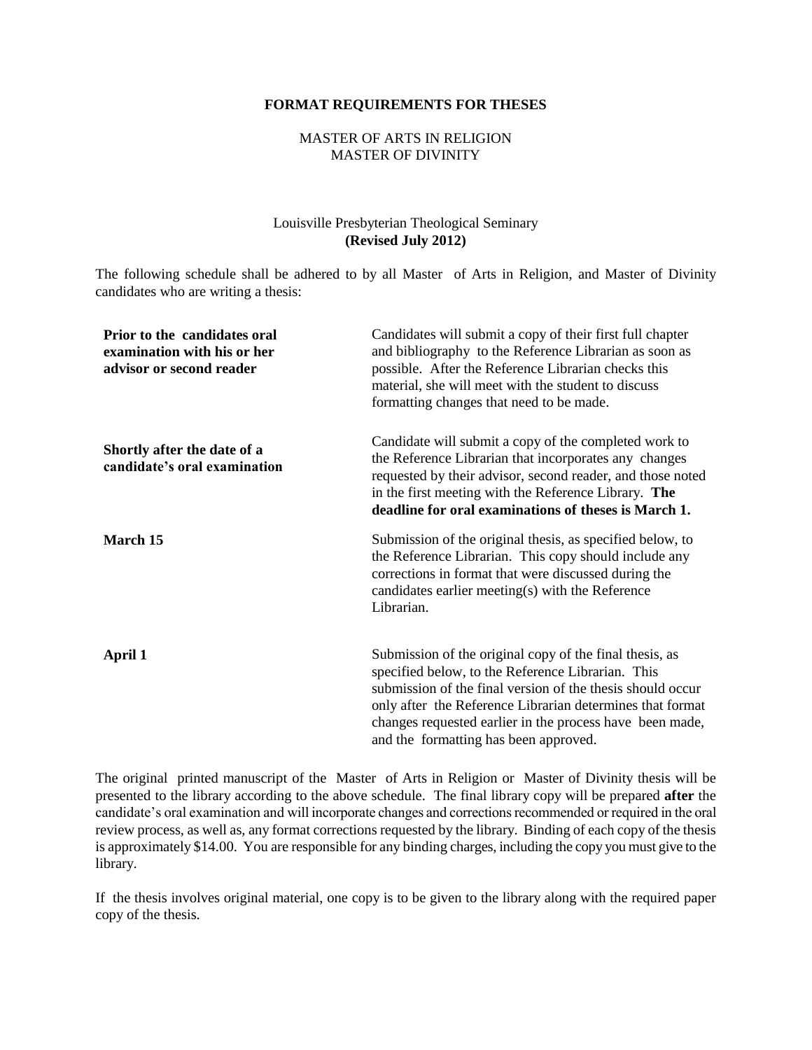# FORMAT REQUIREMENTS FOR THESES

MASTER OF ARTS IN RELIGION
MASTER OF DIVINITY

Louisville Presbyterian Theological Seminary
**(Revised July 2012)**

The following schedule shall be adhered to by all Master of Arts in Religion, and Master of Divinity candidates who are writing a thesis:

| | |
|---|---|
| **Prior to the candidates oral examination with his or her advisor or second reader** | Candidates will submit a copy of their first full chapter and bibliography to the Reference Librarian as soon as possible. After the Reference Librarian checks this material, she will meet with the student to discuss formatting changes that need to be made. |
| **Shortly after the date of a candidate's oral examination** | Candidate will submit a copy of the completed work to the Reference Librarian that incorporates any changes requested by their advisor, second reader, and those noted in the first meeting with the Reference Library. **The deadline for oral examinations of theses is March 1.** |
| **March 15** | Submission of the original thesis, as specified below, to the Reference Librarian. This copy should include any corrections in format that were discussed during the candidates earlier meeting(s) with the Reference Librarian. |
| **April 1** | Submission of the original copy of the final thesis, as specified below, to the Reference Librarian. This submission of the final version of the thesis should occur only after the Reference Librarian determines that format changes requested earlier in the process have been made, and the formatting has been approved. |

The original printed manuscript of the Master of Arts in Religion or Master of Divinity thesis will be presented to the library according to the above schedule. The final library copy will be prepared **after** the candidate's oral examination and will incorporate changes and corrections recommended or required in the oral review process, as well as, any format corrections requested by the library. Binding of each copy of the thesis is approximately $14.00. You are responsible for any binding charges, including the copy you must give to the library.

If the thesis involves original material, one copy is to be given to the library along with the required paper copy of the thesis.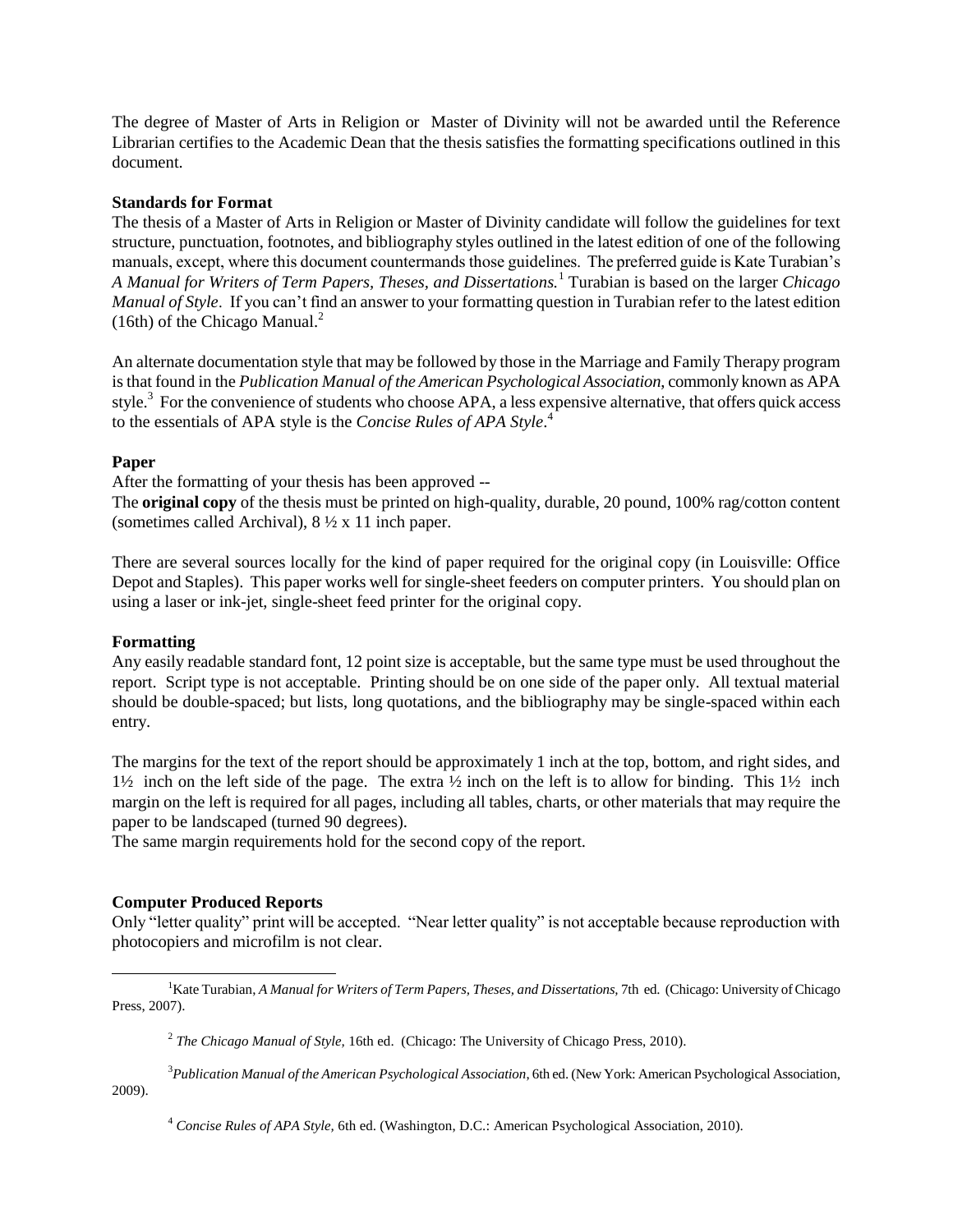The degree of Master of Arts in Religion or Master of Divinity will not be awarded until the Reference Librarian certifies to the Academic Dean that the thesis satisfies the formatting specifications outlined in this document.

**Standards for Format**

The thesis of a Master of Arts in Religion or Master of Divinity candidate will follow the guidelines for text structure, punctuation, footnotes, and bibliography styles outlined in the latest edition of one of the following manuals, except, where this document countermands those guidelines. The preferred guide is Kate Turabian's *A Manual for Writers of Term Papers, Theses, and Dissertations.*[1] Turabian is based on the larger *Chicago Manual of Style*. If you can't find an answer to your formatting question in Turabian refer to the latest edition (16th) of the Chicago Manual.[2]

An alternate documentation style that may be followed by those in the Marriage and Family Therapy program is that found in the *Publication Manual of the American Psychological Association*, commonly known as APA style.[3] For the convenience of students who choose APA, a less expensive alternative, that offers quick access to the essentials of APA style is the *Concise Rules of APA Style*.[4]

**Paper**

After the formatting of your thesis has been approved --

The **original copy** of the thesis must be printed on high-quality, durable, 20 pound, 100% rag/cotton content (sometimes called Archival), 8 ½ x 11 inch paper.

There are several sources locally for the kind of paper required for the original copy (in Louisville: Office Depot and Staples). This paper works well for single-sheet feeders on computer printers. You should plan on using a laser or ink-jet, single-sheet feed printer for the original copy.

**Formatting**

Any easily readable standard font, 12 point size is acceptable, but the same type must be used throughout the report. Script type is not acceptable. Printing should be on one side of the paper only. All textual material should be double-spaced; but lists, long quotations, and the bibliography may be single-spaced within each entry.

The margins for the text of the report should be approximately 1 inch at the top, bottom, and right sides, and 1½ inch on the left side of the page. The extra ½ inch on the left is to allow for binding. This 1½ inch margin on the left is required for all pages, including all tables, charts, or other materials that may require the paper to be landscaped (turned 90 degrees).

The same margin requirements hold for the second copy of the report.

**Computer Produced Reports**

Only "letter quality" print will be accepted. "Near letter quality" is not acceptable because reproduction with photocopiers and microfilm is not clear.

---

[1] Kate Turabian, *A Manual for Writers of Term Papers, Theses, and Dissertations,* 7th ed. (Chicago: University of Chicago Press, 2007).

[2] *The Chicago Manual of Style,* 16th ed. (Chicago: The University of Chicago Press, 2010).

[3] *Publication Manual of the American Psychological Association,* 6th ed. (New York: American Psychological Association, 2009).

[4] *Concise Rules of APA Style,* 6th ed. (Washington, D.C.: American Psychological Association, 2010).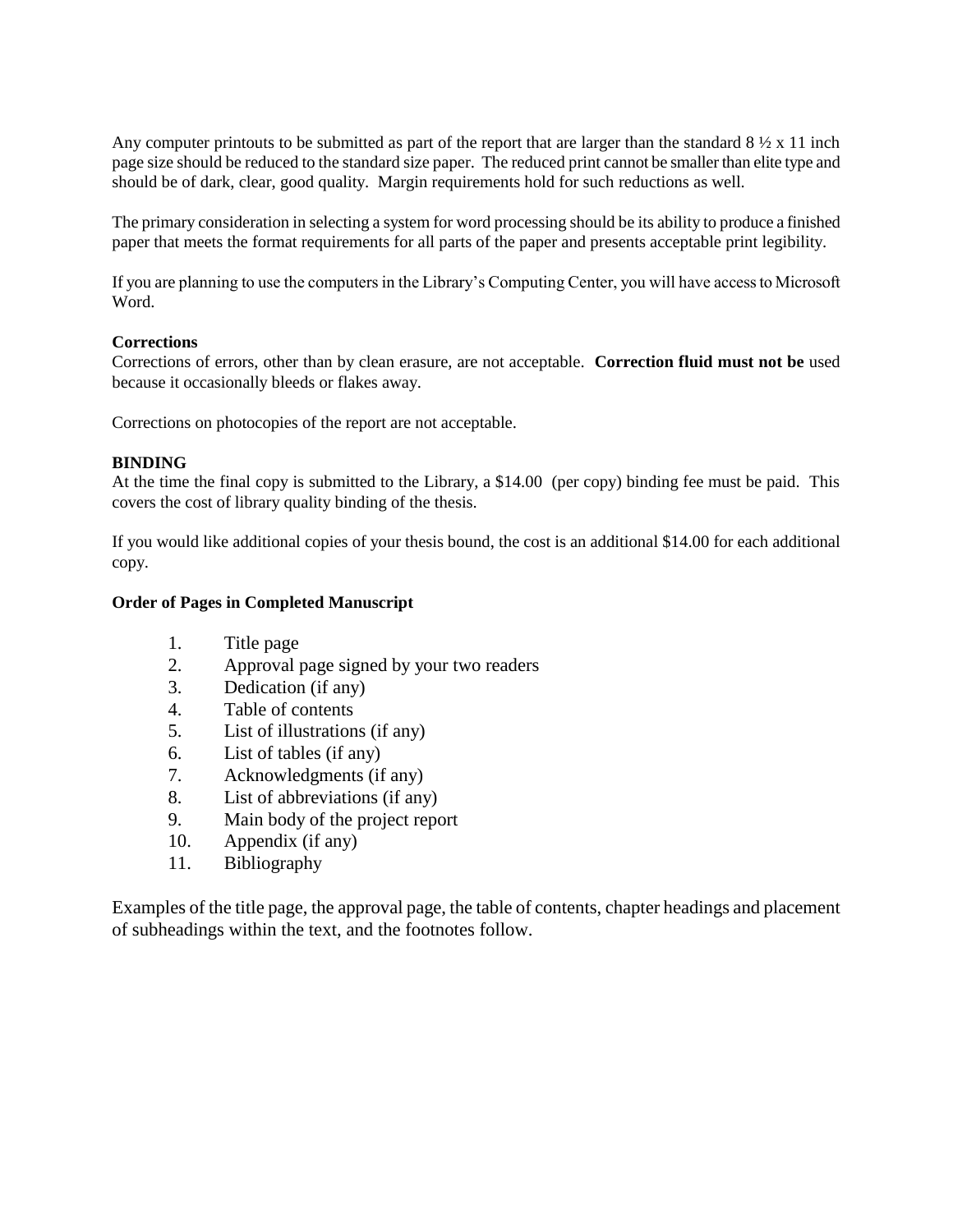Any computer printouts to be submitted as part of the report that are larger than the standard 8 ½ x 11 inch page size should be reduced to the standard size paper. The reduced print cannot be smaller than elite type and should be of dark, clear, good quality. Margin requirements hold for such reductions as well.

The primary consideration in selecting a system for word processing should be its ability to produce a finished paper that meets the format requirements for all parts of the paper and presents acceptable print legibility.

If you are planning to use the computers in the Library's Computing Center, you will have access to Microsoft Word.

**Corrections**

Corrections of errors, other than by clean erasure, are not acceptable. **Correction fluid must not be** used because it occasionally bleeds or flakes away.

Corrections on photocopies of the report are not acceptable.

**BINDING**

At the time the final copy is submitted to the Library, a $14.00 (per copy) binding fee must be paid. This covers the cost of library quality binding of the thesis.

If you would like additional copies of your thesis bound, the cost is an additional $14.00 for each additional copy.

**Order of Pages in Completed Manuscript**

1. Title page
2. Approval page signed by your two readers
3. Dedication (if any)
4. Table of contents
5. List of illustrations (if any)
6. List of tables (if any)
7. Acknowledgments (if any)
8. List of abbreviations (if any)
9. Main body of the project report
10. Appendix (if any)
11. Bibliography

Examples of the title page, the approval page, the table of contents, chapter headings and placement of subheadings within the text, and the footnotes follow.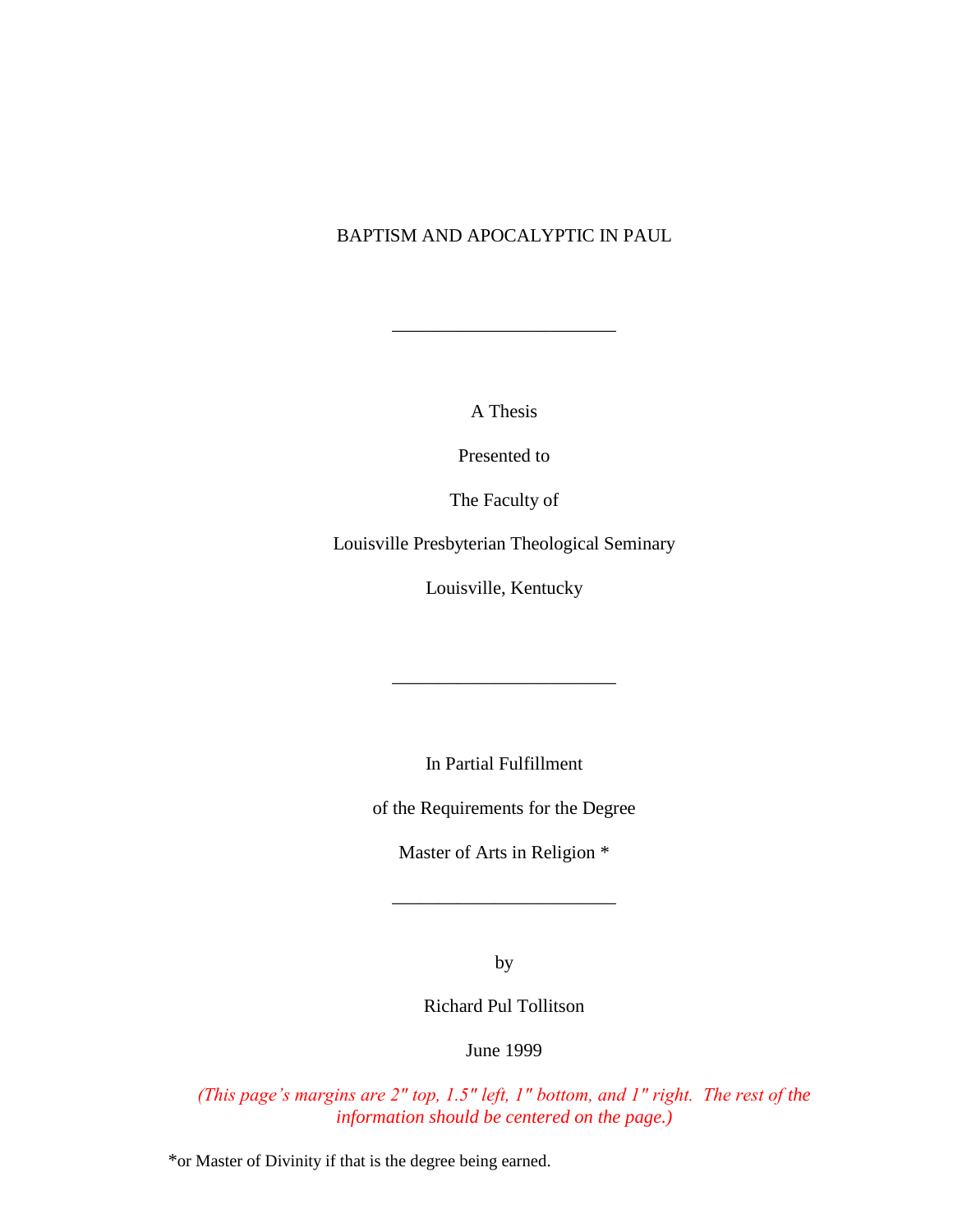BAPTISM AND APOCALYPTIC IN PAUL

________________________

A Thesis

Presented to

The Faculty of

Louisville Presbyterian Theological Seminary

Louisville, Kentucky

________________________

In Partial Fulfillment

of the Requirements for the Degree

Master of Arts in Religion *

________________________

by

Richard Pul Tollitson

June 1999

*(This page's margins are 2" top, 1.5" left, 1" bottom, and 1" right. The rest of the information should be centered on the page.)*

*or Master of Divinity if that is the degree being earned.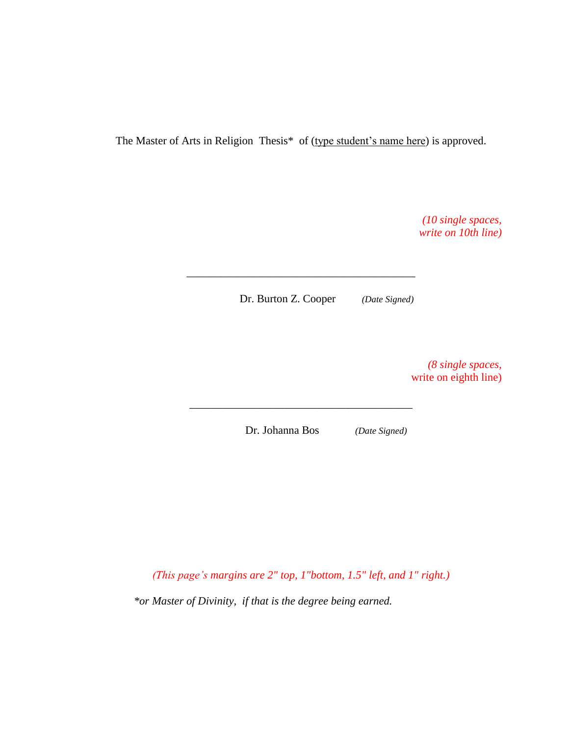The Master of Arts in Religion Thesis* of (<u>type student's name here</u>) is approved.

*(10 single spaces, write on 10th line)*

\_\_\_\_\_\_\_\_\_\_\_\_\_\_\_\_\_\_\_\_\_\_\_\_\_\_\_\_\_\_\_\_\_\_\_\_\_\_\_\_

Dr. Burton Z. Cooper *(Date Signed)*

*(8 single spaces,* write on eighth line)

\_\_\_\_\_\_\_\_\_\_\_\_\_\_\_\_\_\_\_\_\_\_\_\_\_\_\_\_\_\_\_\_\_\_\_\_\_\_\_\_

Dr. Johanna Bos *(Date Signed)*

*(This page's margins are 2" top, 1"bottom, 1.5" left, and 1" right.)*

*\*or Master of Divinity, if that is the degree being earned.*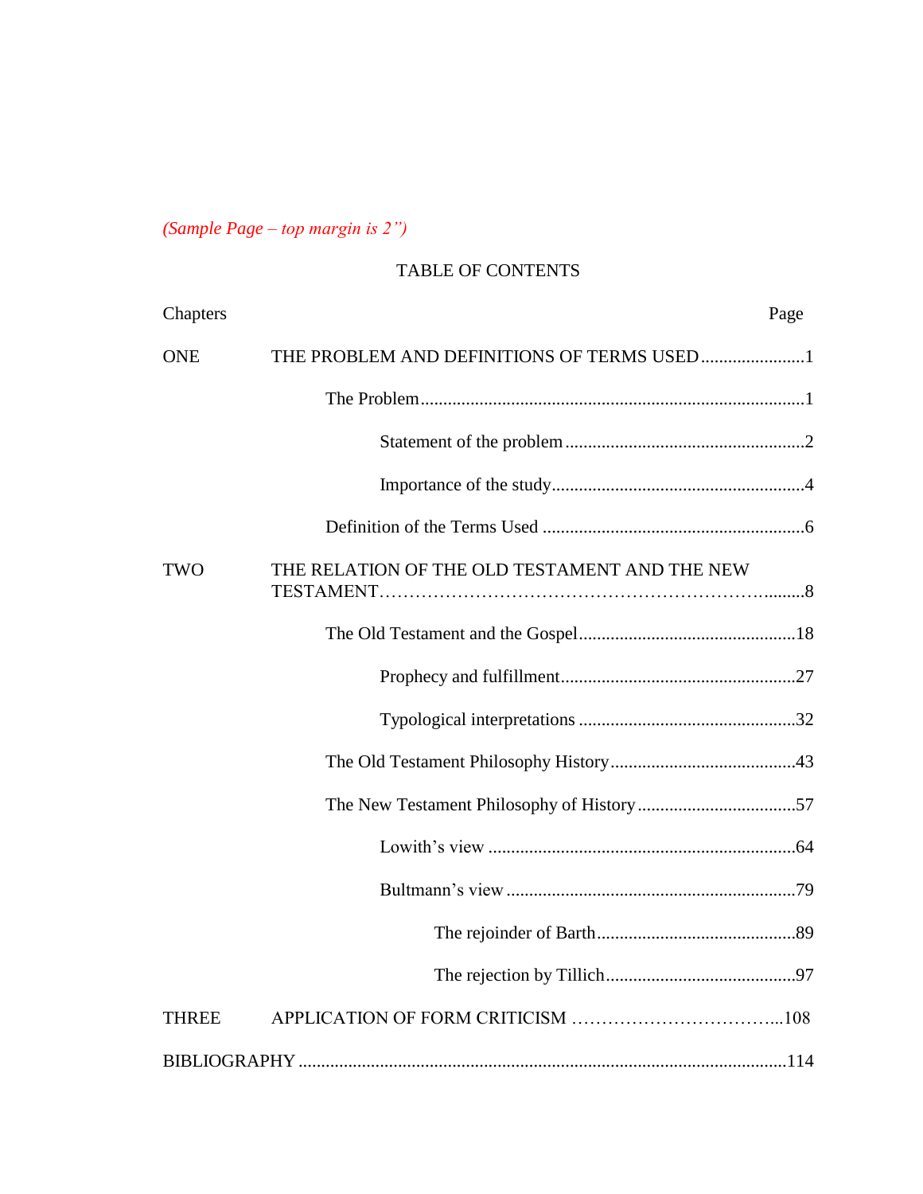*(Sample Page – top margin is 2”)*

# TABLE OF CONTENTS

Chapters Page

ONE THE PROBLEM AND DEFINITIONS OF TERMS USED .......................1

- The Problem ....................................................................................1
  - Statement of the problem .....................................................2
  - Importance of the study........................................................4
- Definition of the Terms Used ..........................................................6

TWO THE RELATION OF THE OLD TESTAMENT AND THE NEW TESTAMENT…………………………………………………….........8

- The Old Testament and the Gospel................................................18
  - Prophecy and fulfillment....................................................27
  - Typological interpretations ................................................32
- The Old Testament Philosophy History .........................................43
- The New Testament Philosophy of History ...................................57
  - Lowith’s view ....................................................................64
  - Bultmann’s view ................................................................79
    - The rejoinder of Barth............................................89
    - The rejection by Tillich..........................................97

THREE APPLICATION OF FORM CRITICISM ……………………………...108

BIBLIOGRAPHY ..........................................................................................114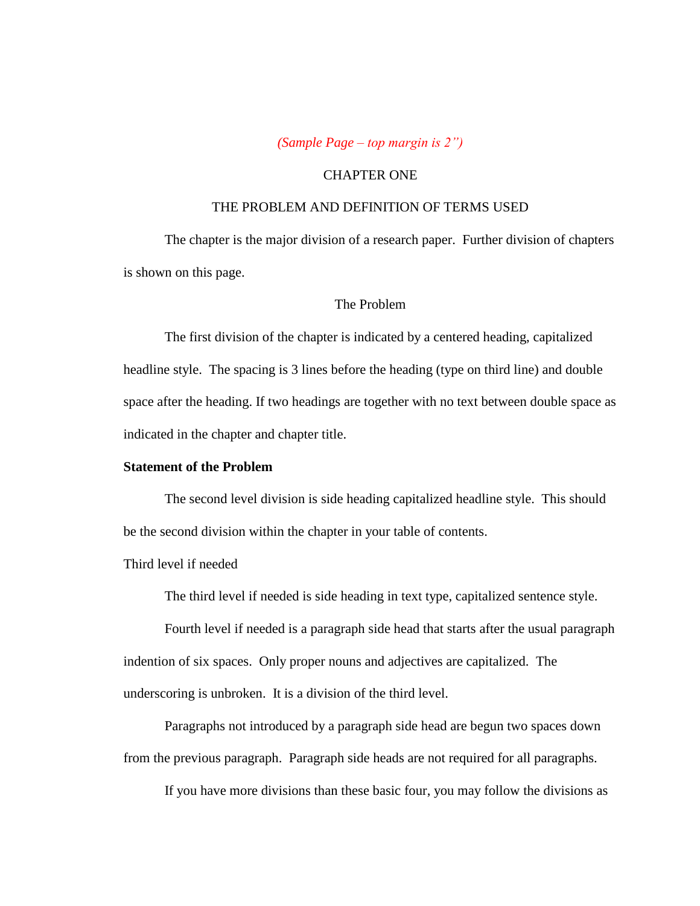*(Sample Page – top margin is 2")*

# CHAPTER ONE

# THE PROBLEM AND DEFINITION OF TERMS USED

The chapter is the major division of a research paper.  Further division of chapters is shown on this page.

## The Problem

The first division of the chapter is indicated by a centered heading, capitalized headline style.  The spacing is 3 lines before the heading (type on third line) and double space after the heading. If two headings are together with no text between double space as indicated in the chapter and chapter title.

### **Statement of the Problem**

The second level division is side heading capitalized headline style.  This should be the second division within the chapter in your table of contents.

#### Third level if needed

The third level if needed is side heading in text type, capitalized sentence style.

Fourth level if needed is a paragraph side head that starts after the usual paragraph indention of six spaces.  Only proper nouns and adjectives are capitalized.  The underscoring is unbroken.  It is a division of the third level.

Paragraphs not introduced by a paragraph side head are begun two spaces down from the previous paragraph.  Paragraph side heads are not required for all paragraphs.

If you have more divisions than these basic four, you may follow the divisions as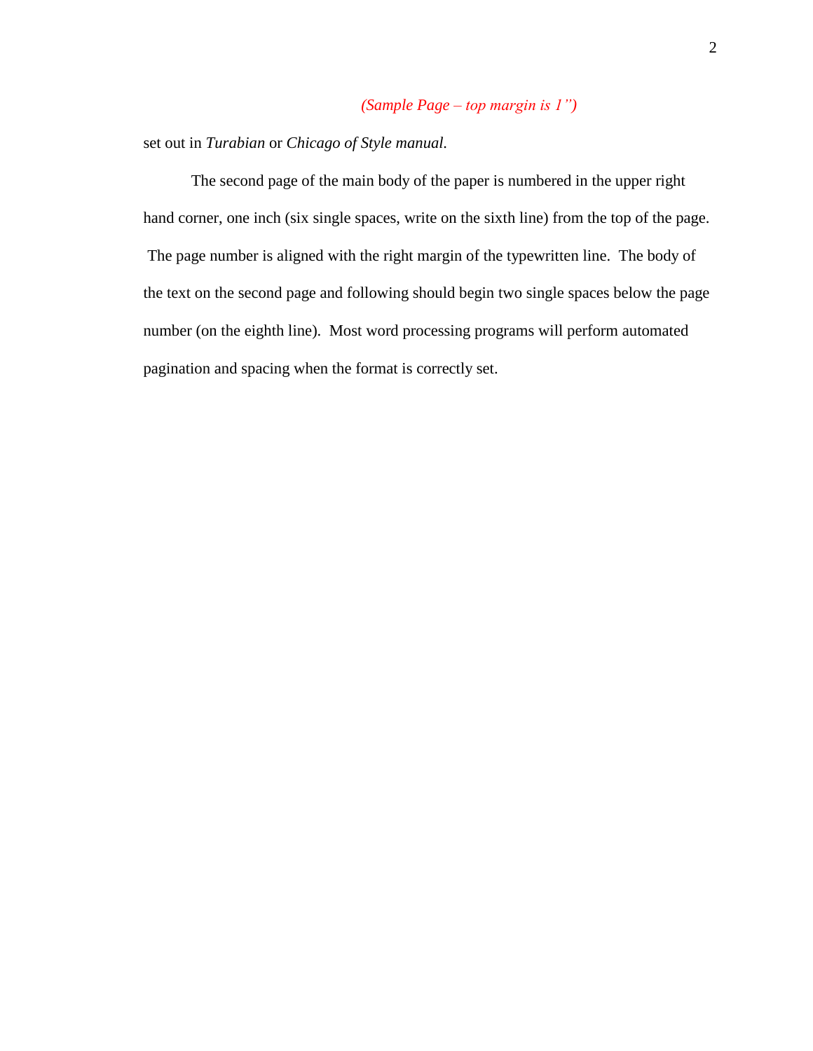*(Sample Page – top margin is 1")*

set out in *Turabian* or *Chicago of Style manual.*

The second page of the main body of the paper is numbered in the upper right hand corner, one inch (six single spaces, write on the sixth line) from the top of the page. The page number is aligned with the right margin of the typewritten line. The body of the text on the second page and following should begin two single spaces below the page number (on the eighth line). Most word processing programs will perform automated pagination and spacing when the format is correctly set.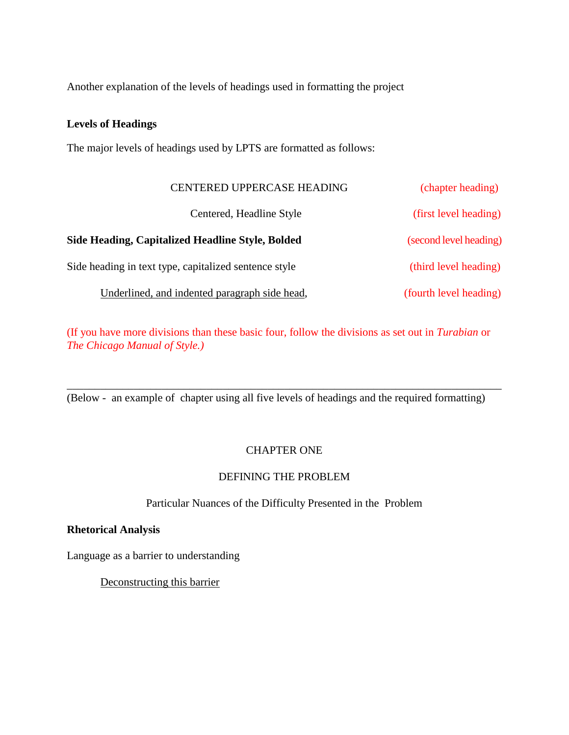Another explanation of the levels of headings used in formatting the project

**Levels of Headings**

The major levels of headings used by LPTS are formatted as follows:

| Heading | Level |
|---|---|
| CENTERED UPPERCASE HEADING | (chapter heading) |
| Centered, Headline Style | (first level heading) |
| **Side Heading, Capitalized Headline Style, Bolded** | (second level heading) |
| Side heading in text type, capitalized sentence style | (third level heading) |
| <u>Underlined, and indented paragraph side head</u>, | (fourth level heading) |

(If you have more divisions than these basic four, follow the divisions as set out in *Turabian* or *The Chicago Manual of Style.)*

---

(Below - an example of chapter using all five levels of headings and the required formatting)

CHAPTER ONE

DEFINING THE PROBLEM

Particular Nuances of the Difficulty Presented in the Problem

**Rhetorical Analysis**

Language as a barrier to understanding

<u>Deconstructing this barrier</u>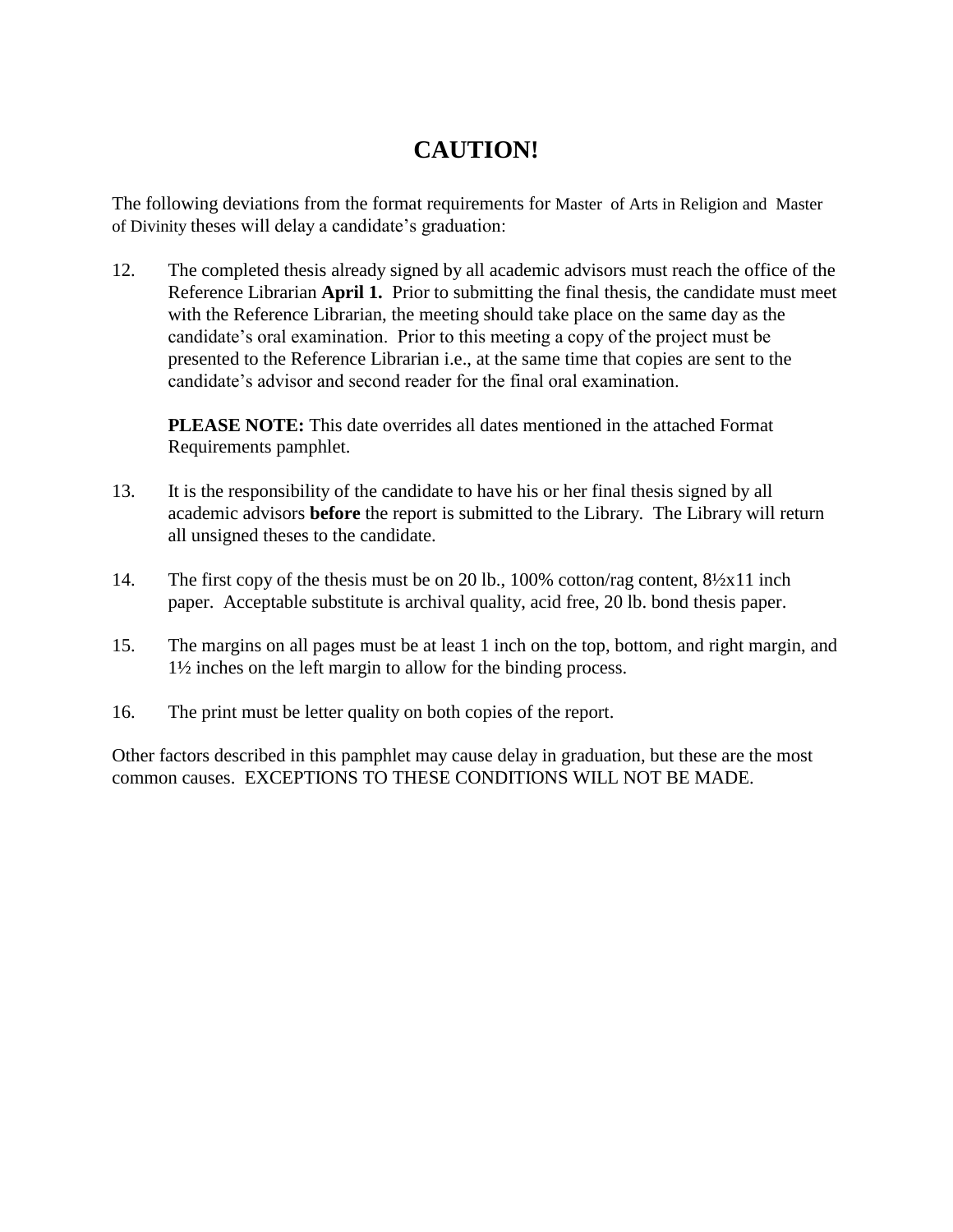# CAUTION!

The following deviations from the format requirements for Master of Arts in Religion and Master of Divinity theses will delay a candidate's graduation:

12. The completed thesis already signed by all academic advisors must reach the office of the Reference Librarian **April 1.** Prior to submitting the final thesis, the candidate must meet with the Reference Librarian, the meeting should take place on the same day as the candidate's oral examination. Prior to this meeting a copy of the project must be presented to the Reference Librarian i.e., at the same time that copies are sent to the candidate's advisor and second reader for the final oral examination.

    **PLEASE NOTE:** This date overrides all dates mentioned in the attached Format Requirements pamphlet.

13. It is the responsibility of the candidate to have his or her final thesis signed by all academic advisors **before** the report is submitted to the Library. The Library will return all unsigned theses to the candidate.

14. The first copy of the thesis must be on 20 lb., 100% cotton/rag content, 8½x11 inch paper. Acceptable substitute is archival quality, acid free, 20 lb. bond thesis paper.

15. The margins on all pages must be at least 1 inch on the top, bottom, and right margin, and 1½ inches on the left margin to allow for the binding process.

16. The print must be letter quality on both copies of the report.

Other factors described in this pamphlet may cause delay in graduation, but these are the most common causes. EXCEPTIONS TO THESE CONDITIONS WILL NOT BE MADE.